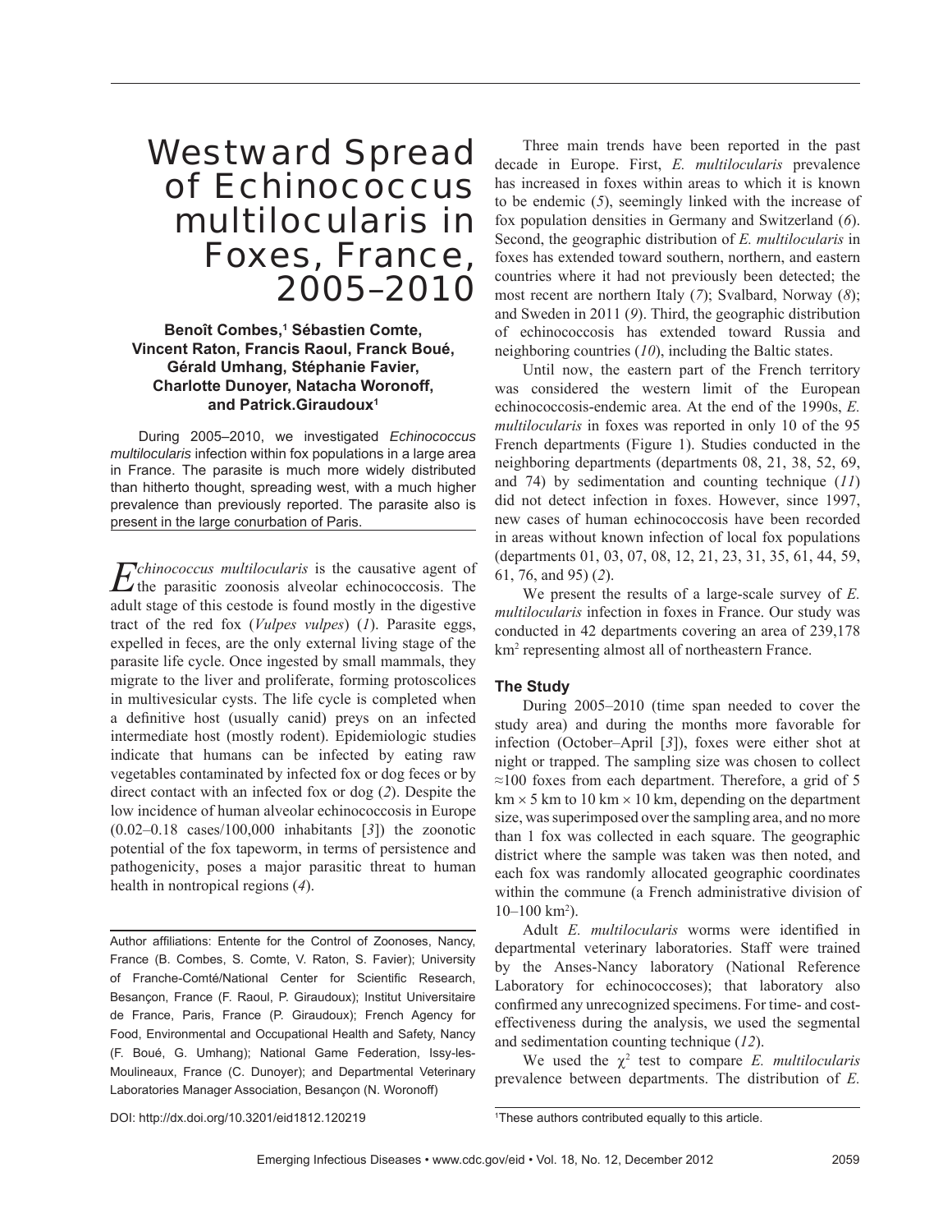# Westward Spread of Echinococcus multilocularis in Foxes, France, 2005–2010

**Benoît Combes,[1] Sébastien Comte, Vincent Raton, Francis Raoul, Franck Boué, Gérald Umhang, Stéphanie Favier, Charlotte Dunoyer, Natacha Woronoff, and Patrick.Giraudoux[1]**

During 2005–2010, we investigated *Echinococcus multilocularis* infection within fox populations in a large area in France. The parasite is much more widely distributed than hitherto thought, spreading west, with a much higher prevalence than previously reported. The parasite also is present in the large conurbation of Paris.

*Echinococcus multilocularis* is the causative agent of the parasitic zoonosis alveolar echinococcosis. The adult stage of this cestode is found mostly in the digestive tract of the red fox (*Vulpes vulpes*) (*1*). Parasite eggs, expelled in feces, are the only external living stage of the parasite life cycle. Once ingested by small mammals, they migrate to the liver and proliferate, forming protoscolices in multivesicular cysts. The life cycle is completed when a definitive host (usually canid) preys on an infected intermediate host (mostly rodent). Epidemiologic studies indicate that humans can be infected by eating raw vegetables contaminated by infected fox or dog feces or by direct contact with an infected fox or dog (*2*). Despite the low incidence of human alveolar echinococcosis in Europe (0.02–0.18 cases/100,000 inhabitants [*3*]) the zoonotic potential of the fox tapeworm, in terms of persistence and pathogenicity, poses a major parasitic threat to human health in nontropical regions (*4*).

Author affiliations: Entente for the Control of Zoonoses, Nancy, France (B. Combes, S. Comte, V. Raton, S. Favier); University of Franche-Comté/National Center for Scientific Research, Besançon, France (F. Raoul, P. Giraudoux); Institut Universitaire de France, Paris, France (P. Giraudoux); French Agency for Food, Environmental and Occupational Health and Safety, Nancy (F. Boué, G. Umhang); National Game Federation, Issy-les-Moulineaux, France (C. Dunoyer); and Departmental Veterinary Laboratories Manager Association, Besançon (N. Woronoff)

DOI: http://dx.doi.org/10.3201/eid1812.120219

Three main trends have been reported in the past decade in Europe. First, *E. multilocularis* prevalence has increased in foxes within areas to which it is known to be endemic (*5*), seemingly linked with the increase of fox population densities in Germany and Switzerland (*6*). Second, the geographic distribution of *E. multilocularis* in foxes has extended toward southern, northern, and eastern countries where it had not previously been detected; the most recent are northern Italy (*7*); Svalbard, Norway (*8*); and Sweden in 2011 (*9*). Third, the geographic distribution of echinococcosis has extended toward Russia and neighboring countries (*10*), including the Baltic states.

Until now, the eastern part of the French territory was considered the western limit of the European echinococcosis-endemic area. At the end of the 1990s, *E. multilocularis* in foxes was reported in only 10 of the 95 French departments (Figure 1). Studies conducted in the neighboring departments (departments 08, 21, 38, 52, 69, and 74) by sedimentation and counting technique (*11*) did not detect infection in foxes. However, since 1997, new cases of human echinococcosis have been recorded in areas without known infection of local fox populations (departments 01, 03, 07, 08, 12, 21, 23, 31, 35, 61, 44, 59, 61, 76, and 95) (*2*).

We present the results of a large-scale survey of *E. multilocularis* infection in foxes in France. Our study was conducted in 42 departments covering an area of 239,178 km$^2$ representing almost all of northeastern France.

### The Study

During 2005–2010 (time span needed to cover the study area) and during the months more favorable for infection (October–April [*3*]), foxes were either shot at night or trapped. The sampling size was chosen to collect ≈100 foxes from each department. Therefore, a grid of 5 km × 5 km to 10 km × 10 km, depending on the department size, was superimposed over the sampling area, and no more than 1 fox was collected in each square. The geographic district where the sample was taken was then noted, and each fox was randomly allocated geographic coordinates within the commune (a French administrative division of 10–100 km$^2$).

Adult *E. multilocularis* worms were identified in departmental veterinary laboratories. Staff were trained by the Anses-Nancy laboratory (National Reference Laboratory for echinococcoses); that laboratory also confirmed any unrecognized specimens. For time- and cost-effectiveness during the analysis, we used the segmental and sedimentation counting technique (*12*).

We used the $\chi^2$ test to compare *E. multilocularis* prevalence between departments. The distribution of *E.*

[1]These authors contributed equally to this article.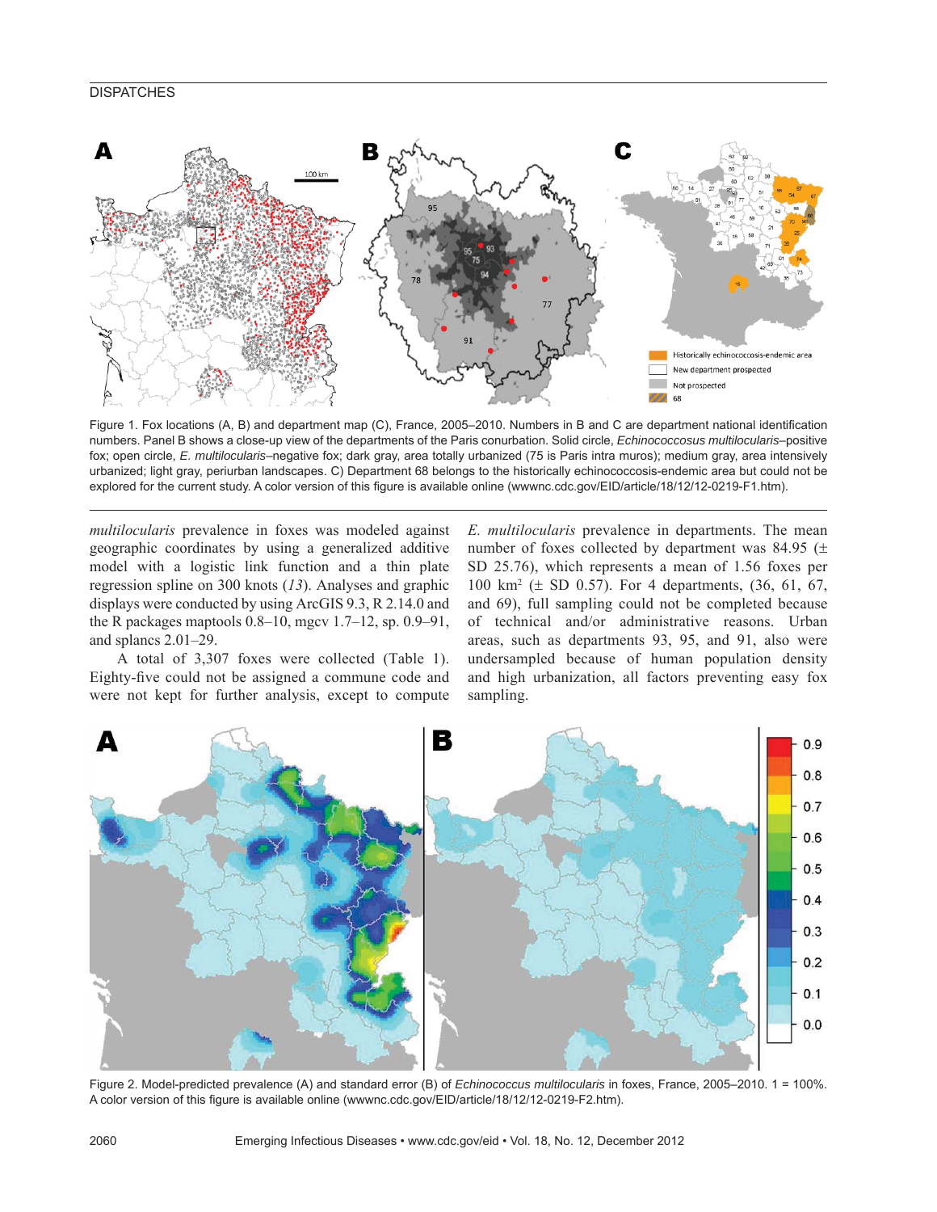Figure 1. Fox locations (A, B) and department map (C), France, 2005–2010. Numbers in B and C are department national identification numbers. Panel B shows a close-up view of the departments of the Paris conurbation. Solid circle, *Echinococcosus multilocularis*–positive fox; open circle, *E. multilocularis*–negative fox; dark gray, area totally urbanized (75 is Paris intra muros); medium gray, area intensively urbanized; light gray, periurban landscapes. C) Department 68 belongs to the historically echinococcosis-endemic area but could not be explored for the current study. A color version of this figure is available online (wwwnc.cdc.gov/EID/article/18/12/12-0219-F1.htm).

*multilocularis* prevalence in foxes was modeled against geographic coordinates by using a generalized additive model with a logistic link function and a thin plate regression spline on 300 knots (*13*). Analyses and graphic displays were conducted by using ArcGIS 9.3, R 2.14.0 and the R packages maptools 0.8–10, mgcv 1.7–12, sp. 0.9–91, and splancs 2.01–29.

A total of 3,307 foxes were collected (Table 1). Eighty-five could not be assigned a commune code and were not kept for further analysis, except to compute *E. multilocularis* prevalence in departments. The mean number of foxes collected by department was 84.95 (± SD 25.76), which represents a mean of 1.56 foxes per 100 km² (± SD 0.57). For 4 departments, (36, 61, 67, and 69), full sampling could not be completed because of technical and/or administrative reasons. Urban areas, such as departments 93, 95, and 91, also were undersampled because of human population density and high urbanization, all factors preventing easy fox sampling.

Figure 2. Model-predicted prevalence (A) and standard error (B) of *Echinococcus multilocularis* in foxes, France, 2005–2010. 1 = 100%. A color version of this figure is available online (wwwnc.cdc.gov/EID/article/18/12/12-0219-F2.htm).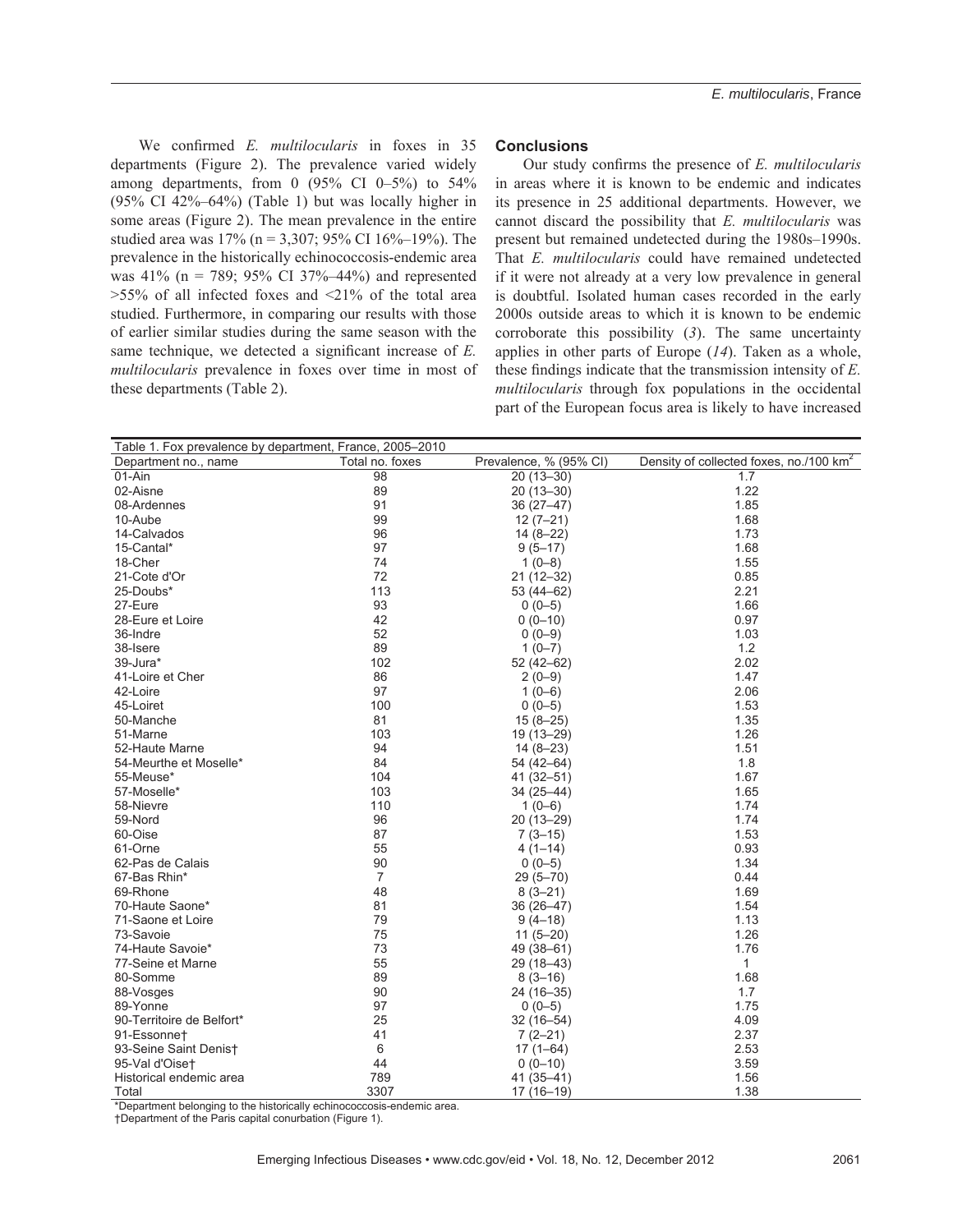We confirmed *E. multilocularis* in foxes in 35 departments (Figure 2). The prevalence varied widely among departments, from 0 (95% CI 0–5%) to 54% (95% CI 42%–64%) (Table 1) but was locally higher in some areas (Figure 2). The mean prevalence in the entire studied area was 17% (n = 3,307; 95% CI 16%–19%). The prevalence in the historically echinococcosis-endemic area was 41% (n = 789; 95% CI 37%–44%) and represented >55% of all infected foxes and <21% of the total area studied. Furthermore, in comparing our results with those of earlier similar studies during the same season with the same technique, we detected a significant increase of *E. multilocularis* prevalence in foxes over time in most of these departments (Table 2).

## Conclusions

Our study confirms the presence of *E. multilocularis* in areas where it is known to be endemic and indicates its presence in 25 additional departments. However, we cannot discard the possibility that *E. multilocularis* was present but remained undetected during the 1980s–1990s. That *E. multilocularis* could have remained undetected if it were not already at a very low prevalence in general is doubtful. Isolated human cases recorded in the early 2000s outside areas to which it is known to be endemic corroborate this possibility (*3*). The same uncertainty applies in other parts of Europe (*14*). Taken as a whole, these findings indicate that the transmission intensity of *E. multilocularis* through fox populations in the occidental part of the European focus area is likely to have increased

Table 1. Fox prevalence by department, France, 2005–2010

| Department no., name | Total no. foxes | Prevalence, % (95% CI) | Density of collected foxes, no./100 km$^2$ |
|---|---|---|---|
| 01-Ain | 98 | 20 (13–30) | 1.7 |
| 02-Aisne | 89 | 20 (13–30) | 1.22 |
| 08-Ardennes | 91 | 36 (27–47) | 1.85 |
| 10-Aube | 99 | 12 (7–21) | 1.68 |
| 14-Calvados | 96 | 14 (8–22) | 1.73 |
| 15-Cantal* | 97 | 9 (5–17) | 1.68 |
| 18-Cher | 74 | 1 (0–8) | 1.55 |
| 21-Cote d'Or | 72 | 21 (12–32) | 0.85 |
| 25-Doubs* | 113 | 53 (44–62) | 2.21 |
| 27-Eure | 93 | 0 (0–5) | 1.66 |
| 28-Eure et Loire | 42 | 0 (0–10) | 0.97 |
| 36-Indre | 52 | 0 (0–9) | 1.03 |
| 38-Isere | 89 | 1 (0–7) | 1.2 |
| 39-Jura* | 102 | 52 (42–62) | 2.02 |
| 41-Loire et Cher | 86 | 2 (0–9) | 1.47 |
| 42-Loire | 97 | 1 (0–6) | 2.06 |
| 45-Loiret | 100 | 0 (0–5) | 1.53 |
| 50-Manche | 81 | 15 (8–25) | 1.35 |
| 51-Marne | 103 | 19 (13–29) | 1.26 |
| 52-Haute Marne | 94 | 14 (8–23) | 1.51 |
| 54-Meurthe et Moselle* | 84 | 54 (42–64) | 1.8 |
| 55-Meuse* | 104 | 41 (32–51) | 1.67 |
| 57-Moselle* | 103 | 34 (25–44) | 1.65 |
| 58-Nievre | 110 | 1 (0–6) | 1.74 |
| 59-Nord | 96 | 20 (13–29) | 1.74 |
| 60-Oise | 87 | 7 (3–15) | 1.53 |
| 61-Orne | 55 | 4 (1–14) | 0.93 |
| 62-Pas de Calais | 90 | 0 (0–5) | 1.34 |
| 67-Bas Rhin* | 7 | 29 (5–70) | 0.44 |
| 69-Rhone | 48 | 8 (3–21) | 1.69 |
| 70-Haute Saone* | 81 | 36 (26–47) | 1.54 |
| 71-Saone et Loire | 79 | 9 (4–18) | 1.13 |
| 73-Savoie | 75 | 11 (5–20) | 1.26 |
| 74-Haute Savoie* | 73 | 49 (38–61) | 1.76 |
| 77-Seine et Marne | 55 | 29 (18–43) | 1 |
| 80-Somme | 89 | 8 (3–16) | 1.68 |
| 88-Vosges | 90 | 24 (16–35) | 1.7 |
| 89-Yonne | 97 | 0 (0–5) | 1.75 |
| 90-Territoire de Belfort* | 25 | 32 (16–54) | 4.09 |
| 91-Essonne† | 41 | 7 (2–21) | 2.37 |
| 93-Seine Saint Denis† | 6 | 17 (1–64) | 2.53 |
| 95-Val d'Oise† | 44 | 0 (0–10) | 3.59 |
| Historical endemic area | 789 | 41 (35–41) | 1.56 |
| Total | 3307 | 17 (16–19) | 1.38 |

*Department belonging to the historically echinococcosis-endemic area.
†Department of the Paris capital conurbation (Figure 1).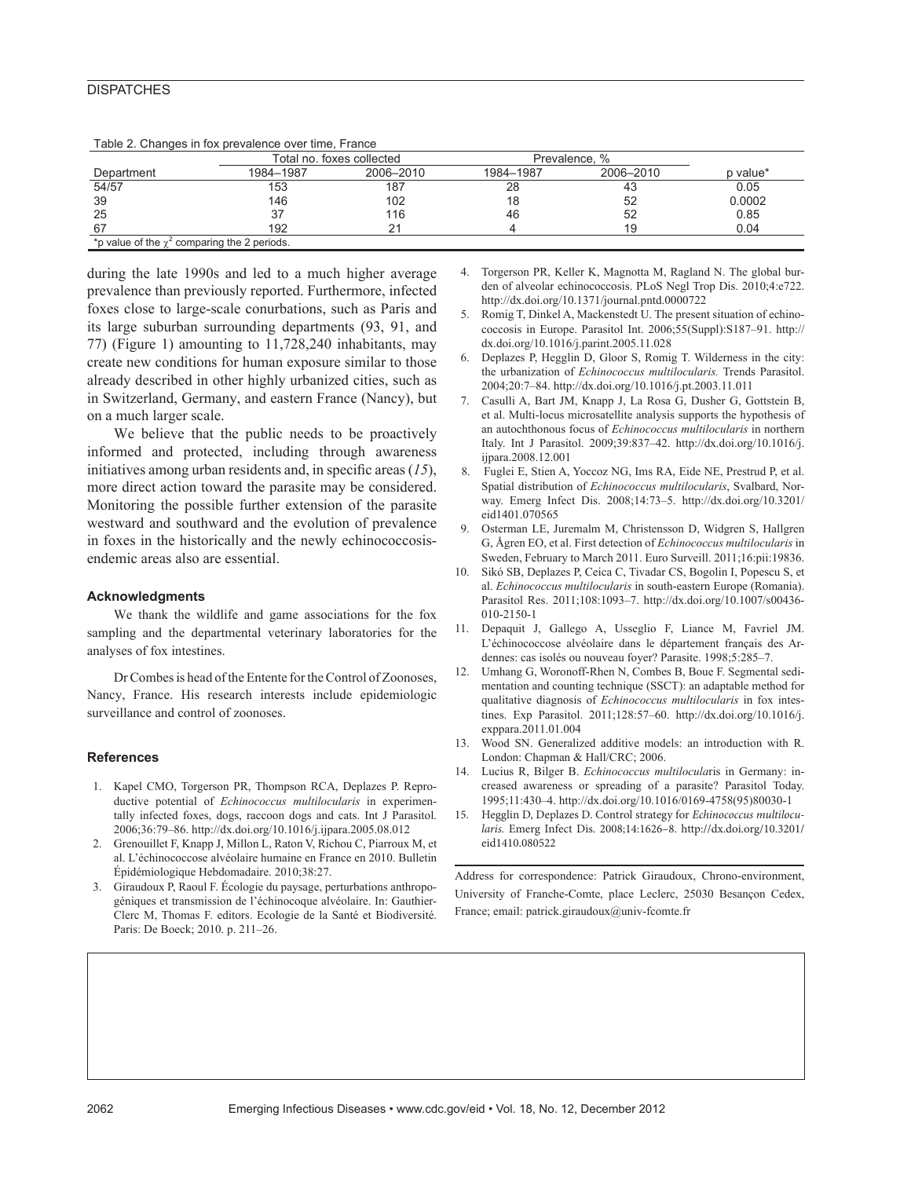Table 2. Changes in fox prevalence over time, France

| Department | Total no. foxes collected | | Prevalence, % | | p value* |
|---|---|---|---|---|---|
| | 1984–1987 | 2006–2010 | 1984–1987 | 2006–2010 | |
| 54/57 | 153 | 187 | 28 | 43 | 0.05 |
| 39 | 146 | 102 | 18 | 52 | 0.0002 |
| 25 | 37 | 116 | 46 | 52 | 0.85 |
| 67 | 192 | 21 | 4 | 19 | 0.04 |

*p value of the $\chi^2$ comparing the 2 periods.

during the late 1990s and led to a much higher average prevalence than previously reported. Furthermore, infected foxes close to large-scale conurbations, such as Paris and its large suburban surrounding departments (93, 91, and 77) (Figure 1) amounting to 11,728,240 inhabitants, may create new conditions for human exposure similar to those already described in other highly urbanized cities, such as in Switzerland, Germany, and eastern France (Nancy), but on a much larger scale.

We believe that the public needs to be proactively informed and protected, including through awareness initiatives among urban residents and, in specific areas (*15*), more direct action toward the parasite may be considered. Monitoring the possible further extension of the parasite westward and southward and the evolution of prevalence in foxes in the historically and the newly echinococcosis-endemic areas also are essential.

### Acknowledgments

We thank the wildlife and game associations for the fox sampling and the departmental veterinary laboratories for the analyses of fox intestines.

Dr Combes is head of the Entente for the Control of Zoonoses, Nancy, France. His research interests include epidemiologic surveillance and control of zoonoses.

### References

1. Kapel CMO, Torgerson PR, Thompson RCA, Deplazes P. Reproductive potential of *Echinococcus multilocularis* in experimentally infected foxes, dogs, raccoon dogs and cats. Int J Parasitol. 2006;36:79–86. http://dx.doi.org/10.1016/j.ijpara.2005.08.012
2. Grenouillet F, Knapp J, Millon L, Raton V, Richou C, Piarroux M, et al. L'échinococcose alvéolaire humaine en France en 2010. Bulletin Épidémiologique Hebdomadaire. 2010;38:27.
3. Giraudoux P, Raoul F. Écologie du paysage, perturbations anthropogéniques et transmission de l'échinocoque alvéolaire. In: Gauthier-Clerc M, Thomas F. editors. Ecologie de la Santé et Biodiversité. Paris: De Boeck; 2010. p. 211–26.
4. Torgerson PR, Keller K, Magnotta M, Ragland N. The global burden of alveolar echinococcosis. PLoS Negl Trop Dis. 2010;4:e722. http://dx.doi.org/10.1371/journal.pntd.0000722
5. Romig T, Dinkel A, Mackenstedt U. The present situation of echinococcosis in Europe. Parasitol Int. 2006;55(Suppl):S187–91. http://dx.doi.org/10.1016/j.parint.2005.11.028
6. Deplazes P, Hegglin D, Gloor S, Romig T. Wilderness in the city: the urbanization of *Echinococcus multilocularis.* Trends Parasitol. 2004;20:7–84. http://dx.doi.org/10.1016/j.pt.2003.11.011
7. Casulli A, Bart JM, Knapp J, La Rosa G, Dusher G, Gottstein B, et al. Multi-locus microsatellite analysis supports the hypothesis of an autochthonous focus of *Echinococcus multilocularis* in northern Italy. Int J Parasitol. 2009;39:837–42. http://dx.doi.org/10.1016/j.ijpara.2008.12.001
8. Fuglei E, Stien A, Yoccoz NG, Ims RA, Eide NE, Prestrud P, et al. Spatial distribution of *Echinococcus multilocularis*, Svalbard, Norway. Emerg Infect Dis. 2008;14:73–5. http://dx.doi.org/10.3201/eid1401.070565
9. Osterman LE, Juremalm M, Christensson D, Widgren S, Hallgren G, Ågren EO, et al. First detection of *Echinococcus multilocularis* in Sweden, February to March 2011. Euro Surveill. 2011;16:pii:19836.
10. Sikó SB, Deplazes P, Ceica C, Tivadar CS, Bogolin I, Popescu S, et al. *Echinococcus multilocularis* in south-eastern Europe (Romania). Parasitol Res. 2011;108:1093–7. http://dx.doi.org/10.1007/s00436-010-2150-1
11. Depaquit J, Gallego A, Usseglio F, Liance M, Favriel JM. L'échinococcose alvéolaire dans le département français des Ardennes: cas isolés ou nouveau foyer? Parasite. 1998;5:285–7.
12. Umhang G, Woronoff-Rhen N, Combes B, Boue F. Segmental sedimentation and counting technique (SSCT): an adaptable method for qualitative diagnosis of *Echinococcus multilocularis* in fox intestines. Exp Parasitol. 2011;128:57–60. http://dx.doi.org/10.1016/j.exppara.2011.01.004
13. Wood SN. Generalized additive models: an introduction with R. London: Chapman & Hall/CRC; 2006.
14. Lucius R, Bilger B. *Echinococcus multilocularis* in Germany: increased awareness or spreading of a parasite? Parasitol Today. 1995;11:430–4. http://dx.doi.org/10.1016/0169-4758(95)80030-1
15. Hegglin D, Deplazes D. Control strategy for *Echinococcus multilocularis.* Emerg Infect Dis. 2008;14:1626–8. http://dx.doi.org/10.3201/eid1410.080522

Address for correspondence: Patrick Giraudoux, Chrono-environment, University of Franche-Comte, place Leclerc, 25030 Besançon Cedex, France; email: patrick.giraudoux@univ-fcomte.fr